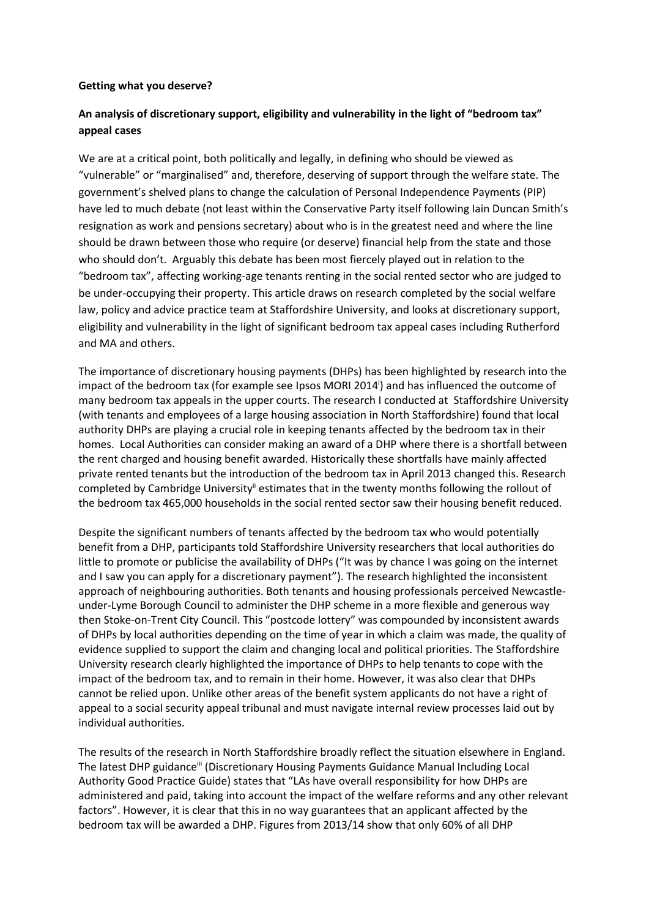**Getting what you deserve?**

**An analysis of discretionary support, eligibility and vulnerability in the light of "bedroom tax" appeal cases**

We are at a critical point, both politically and legally, in defining who should be viewed as "vulnerable" or "marginalised" and, therefore, deserving of support through the welfare state. The government's shelved plans to change the calculation of Personal Independence Payments (PIP) have led to much debate (not least within the Conservative Party itself following Iain Duncan Smith's resignation as work and pensions secretary) about who is in the greatest need and where the line should be drawn between those who require (or deserve) financial help from the state and those who should don't. Arguably this debate has been most fiercely played out in relation to the "bedroom tax", affecting working-age tenants renting in the social rented sector who are judged to be under-occupying their property. This article draws on research completed by the social welfare law, policy and advice practice team at Staffordshire University, and looks at discretionary support, eligibility and vulnerability in the light of significant bedroom tax appeal cases including Rutherford and MA and others.

The importance of discretionary housing payments (DHPs) has been highlighted by research into the impact of the bedroom tax (for example see Ipsos MORI 2014[i]) and has influenced the outcome of many bedroom tax appeals in the upper courts. The research I conducted at Staffordshire University (with tenants and employees of a large housing association in North Staffordshire) found that local authority DHPs are playing a crucial role in keeping tenants affected by the bedroom tax in their homes. Local Authorities can consider making an award of a DHP where there is a shortfall between the rent charged and housing benefit awarded. Historically these shortfalls have mainly affected private rented tenants but the introduction of the bedroom tax in April 2013 changed this. Research completed by Cambridge University[ii] estimates that in the twenty months following the rollout of the bedroom tax 465,000 households in the social rented sector saw their housing benefit reduced.

Despite the significant numbers of tenants affected by the bedroom tax who would potentially benefit from a DHP, participants told Staffordshire University researchers that local authorities do little to promote or publicise the availability of DHPs ("It was by chance I was going on the internet and I saw you can apply for a discretionary payment"). The research highlighted the inconsistent approach of neighbouring authorities. Both tenants and housing professionals perceived Newcastle-under-Lyme Borough Council to administer the DHP scheme in a more flexible and generous way then Stoke-on-Trent City Council. This "postcode lottery" was compounded by inconsistent awards of DHPs by local authorities depending on the time of year in which a claim was made, the quality of evidence supplied to support the claim and changing local and political priorities. The Staffordshire University research clearly highlighted the importance of DHPs to help tenants to cope with the impact of the bedroom tax, and to remain in their home. However, it was also clear that DHPs cannot be relied upon. Unlike other areas of the benefit system applicants do not have a right of appeal to a social security appeal tribunal and must navigate internal review processes laid out by individual authorities.

The results of the research in North Staffordshire broadly reflect the situation elsewhere in England. The latest DHP guidance[iii] (Discretionary Housing Payments Guidance Manual Including Local Authority Good Practice Guide) states that "LAs have overall responsibility for how DHPs are administered and paid, taking into account the impact of the welfare reforms and any other relevant factors". However, it is clear that this in no way guarantees that an applicant affected by the bedroom tax will be awarded a DHP. Figures from 2013/14 show that only 60% of all DHP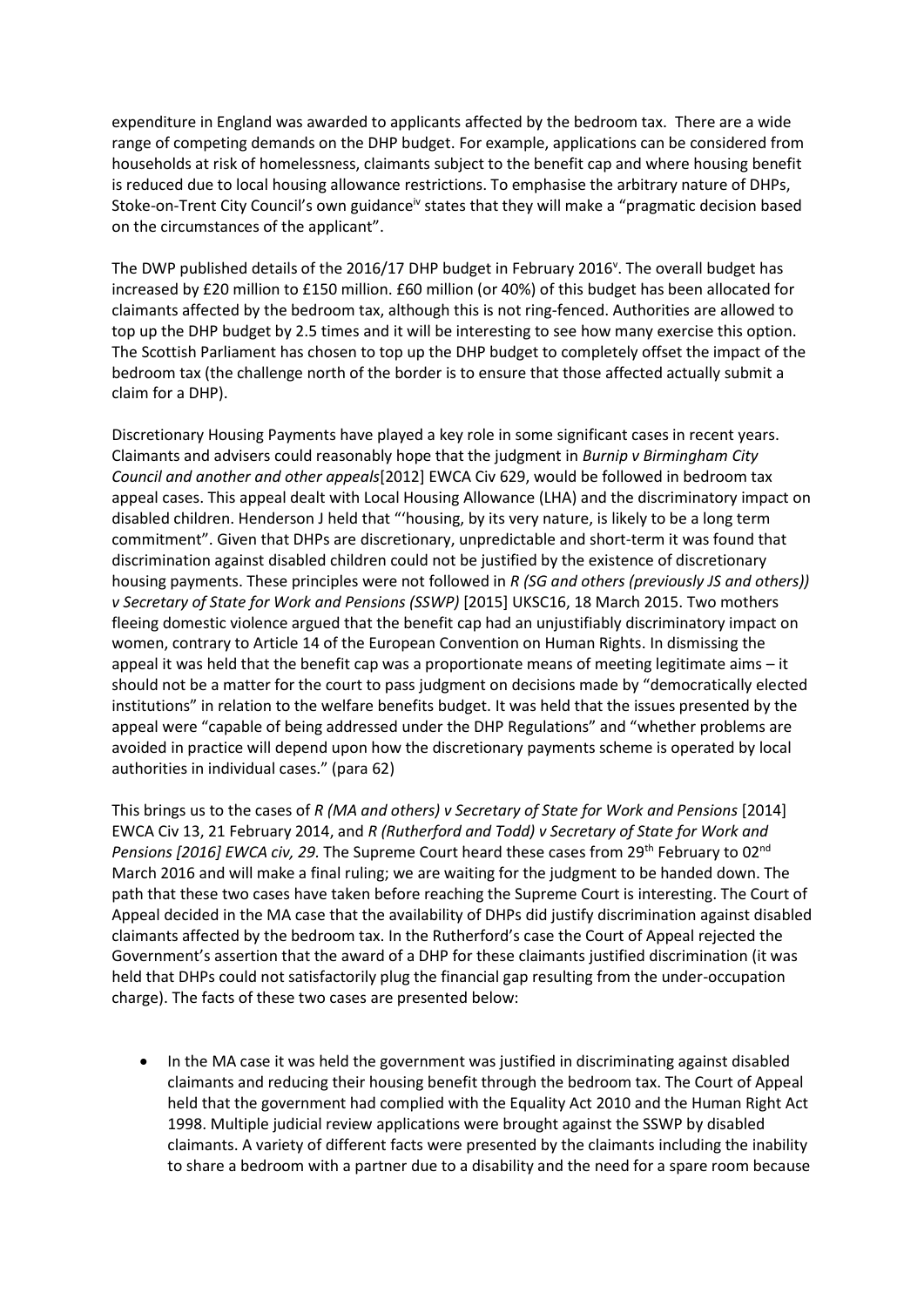expenditure in England was awarded to applicants affected by the bedroom tax. There are a wide range of competing demands on the DHP budget. For example, applications can be considered from households at risk of homelessness, claimants subject to the benefit cap and where housing benefit is reduced due to local housing allowance restrictions. To emphasise the arbitrary nature of DHPs, Stoke-on-Trent City Council's own guidance[iv] states that they will make a "pragmatic decision based on the circumstances of the applicant".

The DWP published details of the 2016/17 DHP budget in February 2016[v]. The overall budget has increased by £20 million to £150 million. £60 million (or 40%) of this budget has been allocated for claimants affected by the bedroom tax, although this is not ring-fenced. Authorities are allowed to top up the DHP budget by 2.5 times and it will be interesting to see how many exercise this option. The Scottish Parliament has chosen to top up the DHP budget to completely offset the impact of the bedroom tax (the challenge north of the border is to ensure that those affected actually submit a claim for a DHP).

Discretionary Housing Payments have played a key role in some significant cases in recent years. Claimants and advisers could reasonably hope that the judgment in *Burnip v Birmingham City Council and another and other appeals*[2012] EWCA Civ 629, would be followed in bedroom tax appeal cases. This appeal dealt with Local Housing Allowance (LHA) and the discriminatory impact on disabled children. Henderson J held that "'housing, by its very nature, is likely to be a long term commitment". Given that DHPs are discretionary, unpredictable and short-term it was found that discrimination against disabled children could not be justified by the existence of discretionary housing payments. These principles were not followed in *R (SG and others (previously JS and others)) v Secretary of State for Work and Pensions (SSWP)* [2015] UKSC16, 18 March 2015. Two mothers fleeing domestic violence argued that the benefit cap had an unjustifiably discriminatory impact on women, contrary to Article 14 of the European Convention on Human Rights. In dismissing the appeal it was held that the benefit cap was a proportionate means of meeting legitimate aims – it should not be a matter for the court to pass judgment on decisions made by "democratically elected institutions" in relation to the welfare benefits budget. It was held that the issues presented by the appeal were "capable of being addressed under the DHP Regulations" and "whether problems are avoided in practice will depend upon how the discretionary payments scheme is operated by local authorities in individual cases." (para 62)

This brings us to the cases of *R (MA and others) v Secretary of State for Work and Pensions* [2014] EWCA Civ 13, 21 February 2014, and *R (Rutherford and Todd) v Secretary of State for Work and Pensions [2016] EWCA civ, 29.* The Supreme Court heard these cases from 29th February to 02nd March 2016 and will make a final ruling; we are waiting for the judgment to be handed down. The path that these two cases have taken before reaching the Supreme Court is interesting. The Court of Appeal decided in the MA case that the availability of DHPs did justify discrimination against disabled claimants affected by the bedroom tax. In the Rutherford's case the Court of Appeal rejected the Government's assertion that the award of a DHP for these claimants justified discrimination (it was held that DHPs could not satisfactorily plug the financial gap resulting from the under-occupation charge). The facts of these two cases are presented below:

- In the MA case it was held the government was justified in discriminating against disabled claimants and reducing their housing benefit through the bedroom tax. The Court of Appeal held that the government had complied with the Equality Act 2010 and the Human Right Act 1998. Multiple judicial review applications were brought against the SSWP by disabled claimants. A variety of different facts were presented by the claimants including the inability to share a bedroom with a partner due to a disability and the need for a spare room because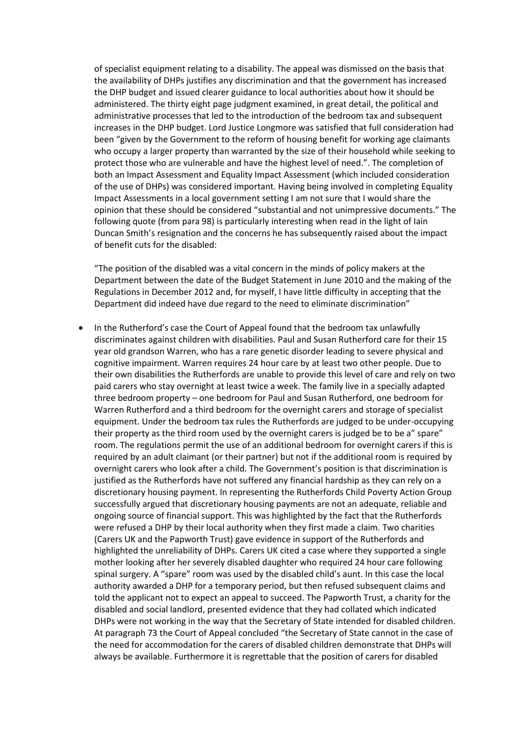of specialist equipment relating to a disability. The appeal was dismissed on the basis that the availability of DHPs justifies any discrimination and that the government has increased the DHP budget and issued clearer guidance to local authorities about how it should be administered. The thirty eight page judgment examined, in great detail, the political and administrative processes that led to the introduction of the bedroom tax and subsequent increases in the DHP budget. Lord Justice Longmore was satisfied that full consideration had been "given by the Government to the reform of housing benefit for working age claimants who occupy a larger property than warranted by the size of their household while seeking to protect those who are vulnerable and have the highest level of need.". The completion of both an Impact Assessment and Equality Impact Assessment (which included consideration of the use of DHPs) was considered important. Having being involved in completing Equality Impact Assessments in a local government setting I am not sure that I would share the opinion that these should be considered "substantial and not unimpressive documents." The following quote (from para 98) is particularly interesting when read in the light of Iain Duncan Smith's resignation and the concerns he has subsequently raised about the impact of benefit cuts for the disabled:

"The position of the disabled was a vital concern in the minds of policy makers at the Department between the date of the Budget Statement in June 2010 and the making of the Regulations in December 2012 and, for myself, I have little difficulty in accepting that the Department did indeed have due regard to the need to eliminate discrimination"

- In the Rutherford's case the Court of Appeal found that the bedroom tax unlawfully discriminates against children with disabilities. Paul and Susan Rutherford care for their 15 year old grandson Warren, who has a rare genetic disorder leading to severe physical and cognitive impairment. Warren requires 24 hour care by at least two other people. Due to their own disabilities the Rutherfords are unable to provide this level of care and rely on two paid carers who stay overnight at least twice a week. The family live in a specially adapted three bedroom property – one bedroom for Paul and Susan Rutherford, one bedroom for Warren Rutherford and a third bedroom for the overnight carers and storage of specialist equipment. Under the bedroom tax rules the Rutherfords are judged to be under-occupying their property as the third room used by the overnight carers is judged be to be a" spare" room. The regulations permit the use of an additional bedroom for overnight carers if this is required by an adult claimant (or their partner) but not if the additional room is required by overnight carers who look after a child. The Government's position is that discrimination is justified as the Rutherfords have not suffered any financial hardship as they can rely on a discretionary housing payment. In representing the Rutherfords Child Poverty Action Group successfully argued that discretionary housing payments are not an adequate, reliable and ongoing source of financial support. This was highlighted by the fact that the Rutherfords were refused a DHP by their local authority when they first made a claim. Two charities (Carers UK and the Papworth Trust) gave evidence in support of the Rutherfords and highlighted the unreliability of DHPs. Carers UK cited a case where they supported a single mother looking after her severely disabled daughter who required 24 hour care following spinal surgery. A "spare" room was used by the disabled child's aunt. In this case the local authority awarded a DHP for a temporary period, but then refused subsequent claims and told the applicant not to expect an appeal to succeed. The Papworth Trust, a charity for the disabled and social landlord, presented evidence that they had collated which indicated DHPs were not working in the way that the Secretary of State intended for disabled children. At paragraph 73 the Court of Appeal concluded "the Secretary of State cannot in the case of the need for accommodation for the carers of disabled children demonstrate that DHPs will always be available. Furthermore it is regrettable that the position of carers for disabled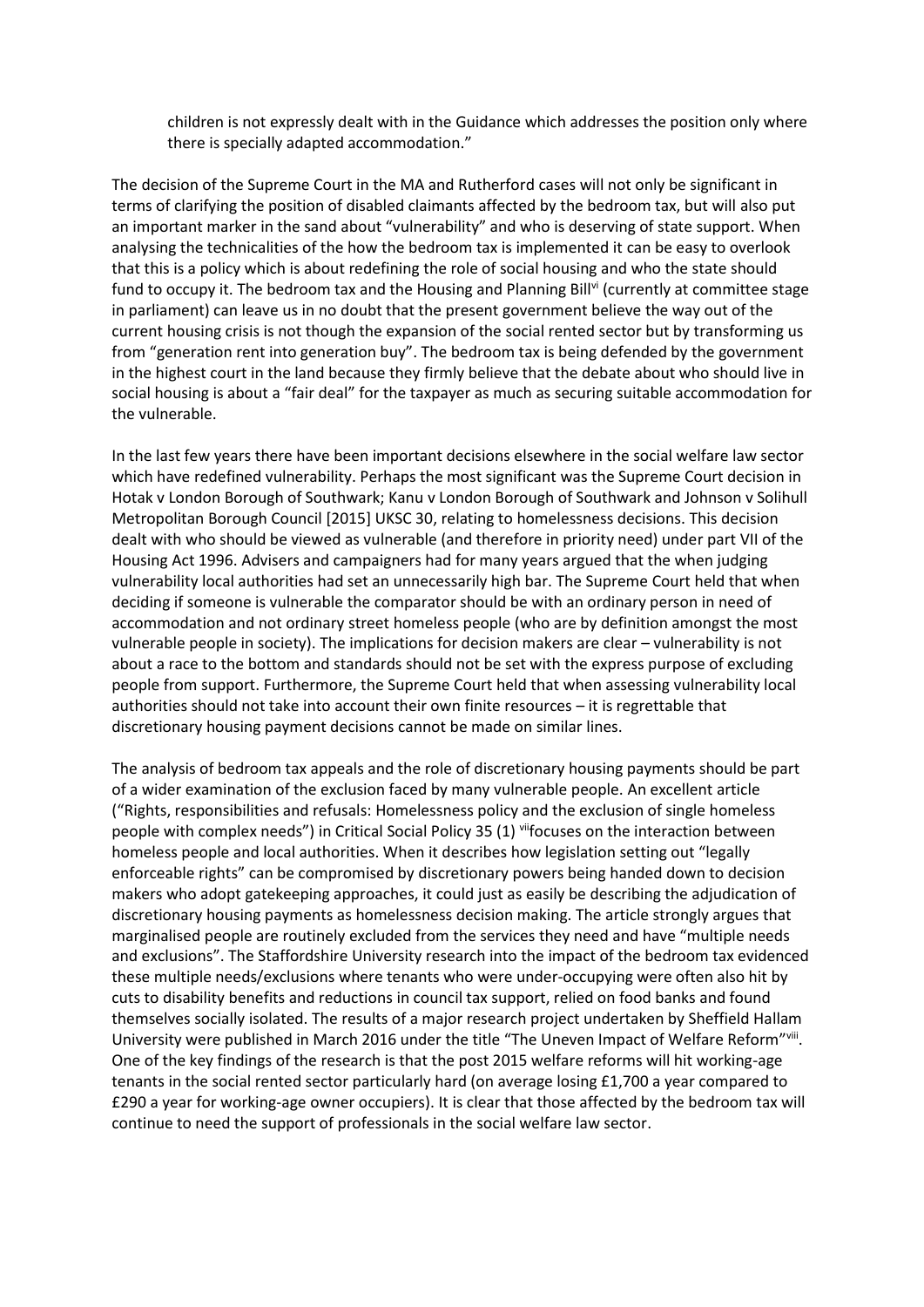> children is not expressly dealt with in the Guidance which addresses the position only where there is specially adapted accommodation."

The decision of the Supreme Court in the MA and Rutherford cases will not only be significant in terms of clarifying the position of disabled claimants affected by the bedroom tax, but will also put an important marker in the sand about "vulnerability" and who is deserving of state support. When analysing the technicalities of the how the bedroom tax is implemented it can be easy to overlook that this is a policy which is about redefining the role of social housing and who the state should fund to occupy it. The bedroom tax and the Housing and Planning Bill[vi] (currently at committee stage in parliament) can leave us in no doubt that the present government believe the way out of the current housing crisis is not though the expansion of the social rented sector but by transforming us from "generation rent into generation buy". The bedroom tax is being defended by the government in the highest court in the land because they firmly believe that the debate about who should live in social housing is about a "fair deal" for the taxpayer as much as securing suitable accommodation for the vulnerable.

In the last few years there have been important decisions elsewhere in the social welfare law sector which have redefined vulnerability. Perhaps the most significant was the Supreme Court decision in Hotak v London Borough of Southwark; Kanu v London Borough of Southwark and Johnson v Solihull Metropolitan Borough Council [2015] UKSC 30, relating to homelessness decisions. This decision dealt with who should be viewed as vulnerable (and therefore in priority need) under part VII of the Housing Act 1996. Advisers and campaigners had for many years argued that the when judging vulnerability local authorities had set an unnecessarily high bar. The Supreme Court held that when deciding if someone is vulnerable the comparator should be with an ordinary person in need of accommodation and not ordinary street homeless people (who are by definition amongst the most vulnerable people in society). The implications for decision makers are clear – vulnerability is not about a race to the bottom and standards should not be set with the express purpose of excluding people from support. Furthermore, the Supreme Court held that when assessing vulnerability local authorities should not take into account their own finite resources – it is regrettable that discretionary housing payment decisions cannot be made on similar lines.

The analysis of bedroom tax appeals and the role of discretionary housing payments should be part of a wider examination of the exclusion faced by many vulnerable people. An excellent article ("Rights, responsibilities and refusals: Homelessness policy and the exclusion of single homeless people with complex needs") in Critical Social Policy 35 (1) [vii]focuses on the interaction between homeless people and local authorities. When it describes how legislation setting out "legally enforceable rights" can be compromised by discretionary powers being handed down to decision makers who adopt gatekeeping approaches, it could just as easily be describing the adjudication of discretionary housing payments as homelessness decision making. The article strongly argues that marginalised people are routinely excluded from the services they need and have "multiple needs and exclusions". The Staffordshire University research into the impact of the bedroom tax evidenced these multiple needs/exclusions where tenants who were under-occupying were often also hit by cuts to disability benefits and reductions in council tax support, relied on food banks and found themselves socially isolated. The results of a major research project undertaken by Sheffield Hallam University were published in March 2016 under the title "The Uneven Impact of Welfare Reform"[viii]. One of the key findings of the research is that the post 2015 welfare reforms will hit working-age tenants in the social rented sector particularly hard (on average losing £1,700 a year compared to £290 a year for working-age owner occupiers). It is clear that those affected by the bedroom tax will continue to need the support of professionals in the social welfare law sector.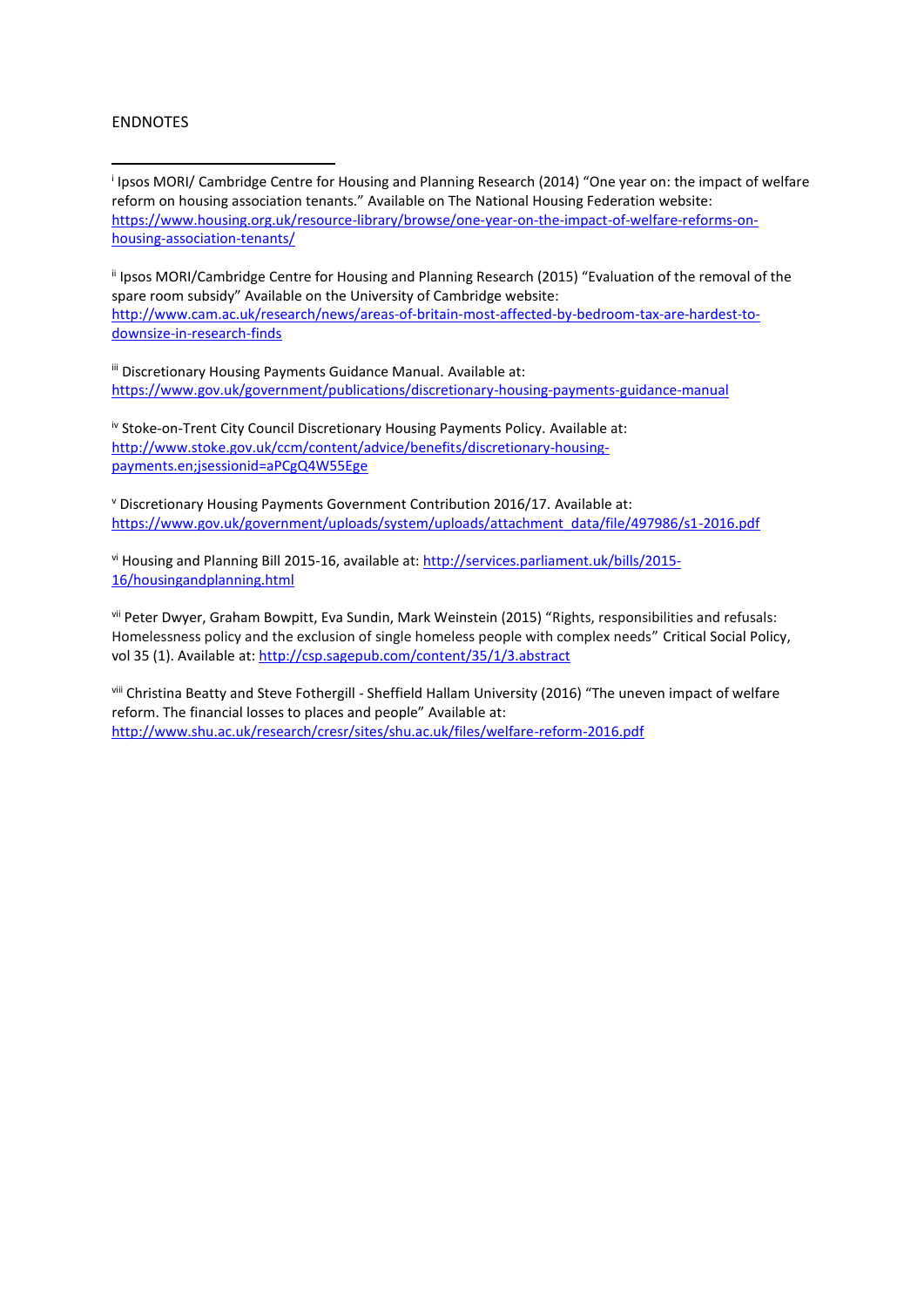ENDNOTES

[i] Ipsos MORI/ Cambridge Centre for Housing and Planning Research (2014) "One year on: the impact of welfare reform on housing association tenants." Available on The National Housing Federation website: https://www.housing.org.uk/resource-library/browse/one-year-on-the-impact-of-welfare-reforms-on-housing-association-tenants/

[ii] Ipsos MORI/Cambridge Centre for Housing and Planning Research (2015) "Evaluation of the removal of the spare room subsidy" Available on the University of Cambridge website: http://www.cam.ac.uk/research/news/areas-of-britain-most-affected-by-bedroom-tax-are-hardest-to-downsize-in-research-finds

[iii] Discretionary Housing Payments Guidance Manual. Available at: https://www.gov.uk/government/publications/discretionary-housing-payments-guidance-manual

[iv] Stoke-on-Trent City Council Discretionary Housing Payments Policy. Available at: http://www.stoke.gov.uk/ccm/content/advice/benefits/discretionary-housing-payments.en;jsessionid=aPCgQ4W55Ege

[v] Discretionary Housing Payments Government Contribution 2016/17. Available at: https://www.gov.uk/government/uploads/system/uploads/attachment_data/file/497986/s1-2016.pdf

[vi] Housing and Planning Bill 2015-16, available at: http://services.parliament.uk/bills/2015-16/housingandplanning.html

[vii] Peter Dwyer, Graham Bowpitt, Eva Sundin, Mark Weinstein (2015) "Rights, responsibilities and refusals: Homelessness policy and the exclusion of single homeless people with complex needs" Critical Social Policy, vol 35 (1). Available at: http://csp.sagepub.com/content/35/1/3.abstract

[viii] Christina Beatty and Steve Fothergill - Sheffield Hallam University (2016) "The uneven impact of welfare reform. The financial losses to places and people" Available at: http://www.shu.ac.uk/research/cresr/sites/shu.ac.uk/files/welfare-reform-2016.pdf